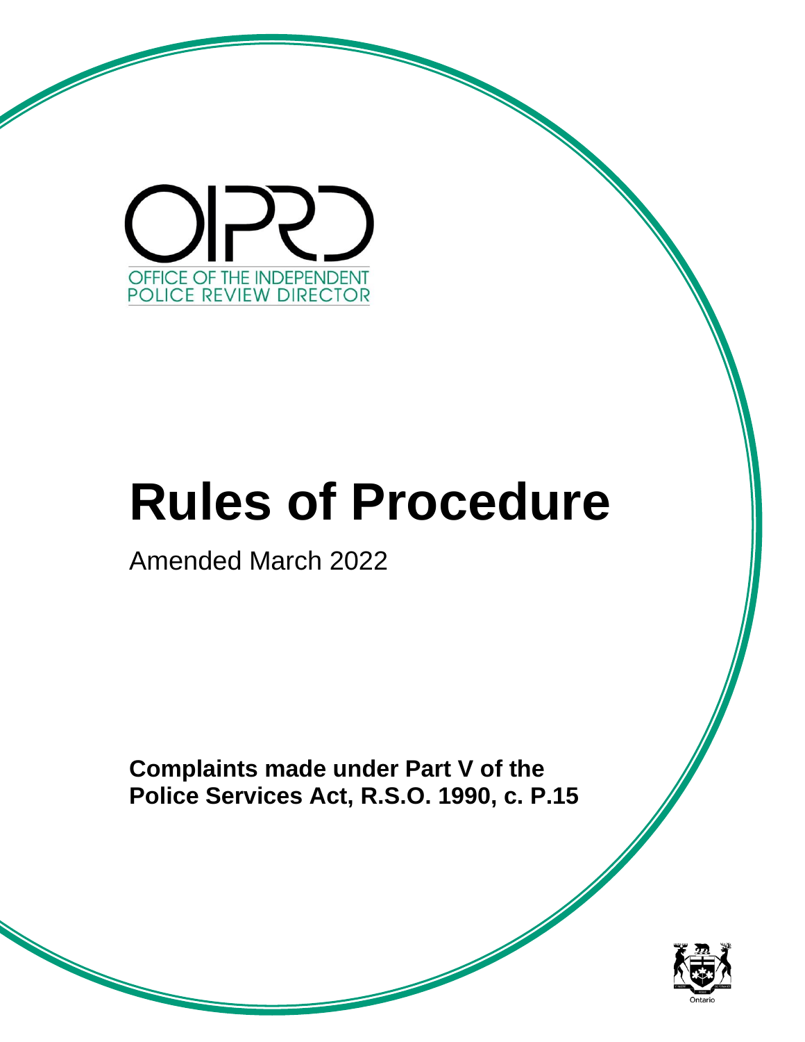OFFICE OF THE INDEPENDENT POLICE REVIEW DIRECTOR

# Rules of Procedure

Amended March 2022

**Complaints made under Part V of the Police Services Act, R.S.O. 1990, c. P.15**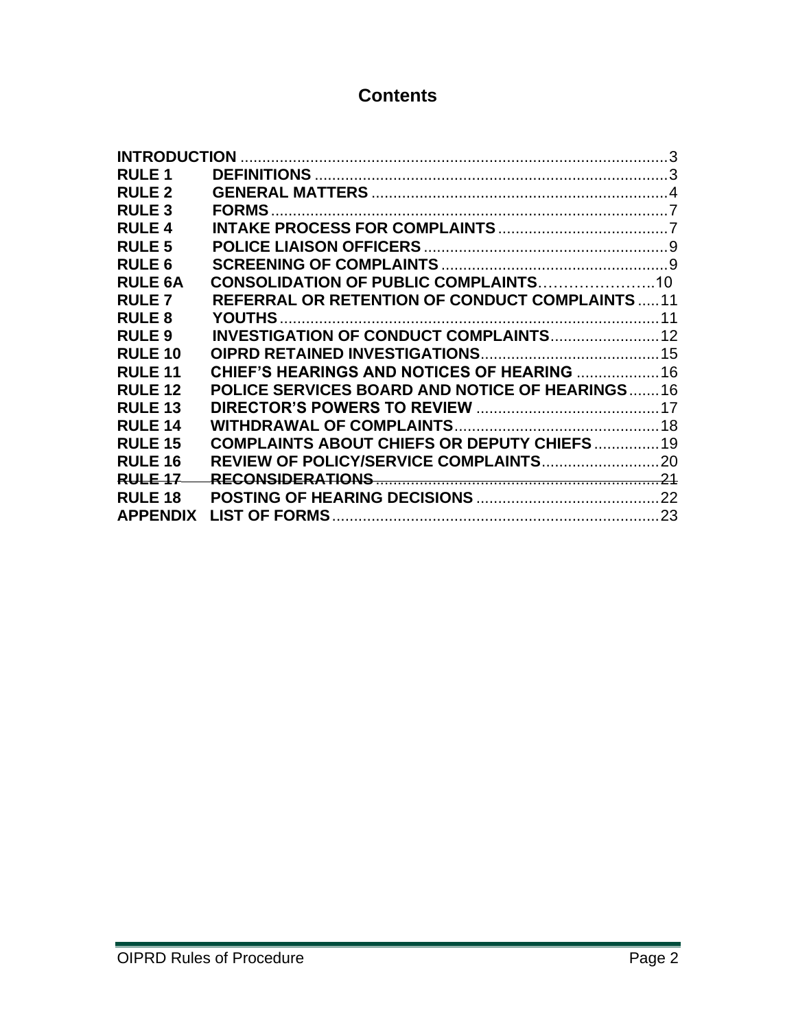# Contents

| | | |
|---|---|---|
| **INTRODUCTION** | | 3 |
| **RULE 1** | **DEFINITIONS** | 3 |
| **RULE 2** | **GENERAL MATTERS** | 4 |
| **RULE 3** | **FORMS** | 7 |
| **RULE 4** | **INTAKE PROCESS FOR COMPLAINTS** | 7 |
| **RULE 5** | **POLICE LIAISON OFFICERS** | 9 |
| **RULE 6** | **SCREENING OF COMPLAINTS** | 9 |
| **RULE 6A** | **CONSOLIDATION OF PUBLIC COMPLAINTS** | 10 |
| **RULE 7** | **REFERRAL OR RETENTION OF CONDUCT COMPLAINTS** | 11 |
| **RULE 8** | **YOUTHS** | 11 |
| **RULE 9** | **INVESTIGATION OF CONDUCT COMPLAINTS** | 12 |
| **RULE 10** | **OIPRD RETAINED INVESTIGATIONS** | 15 |
| **RULE 11** | **CHIEF'S HEARINGS AND NOTICES OF HEARING** | 16 |
| **RULE 12** | **POLICE SERVICES BOARD AND NOTICE OF HEARINGS** | 16 |
| **RULE 13** | **DIRECTOR'S POWERS TO REVIEW** | 17 |
| **RULE 14** | **WITHDRAWAL OF COMPLAINTS** | 18 |
| **RULE 15** | **COMPLAINTS ABOUT CHIEFS OR DEPUTY CHIEFS** | 19 |
| **RULE 16** | **REVIEW OF POLICY/SERVICE COMPLAINTS** | 20 |
| ~~**RULE 17**~~ | ~~**RECONSIDERATIONS**~~ | ~~21~~ |
| **RULE 18** | **POSTING OF HEARING DECISIONS** | 22 |
| **APPENDIX** | **LIST OF FORMS** | 23 |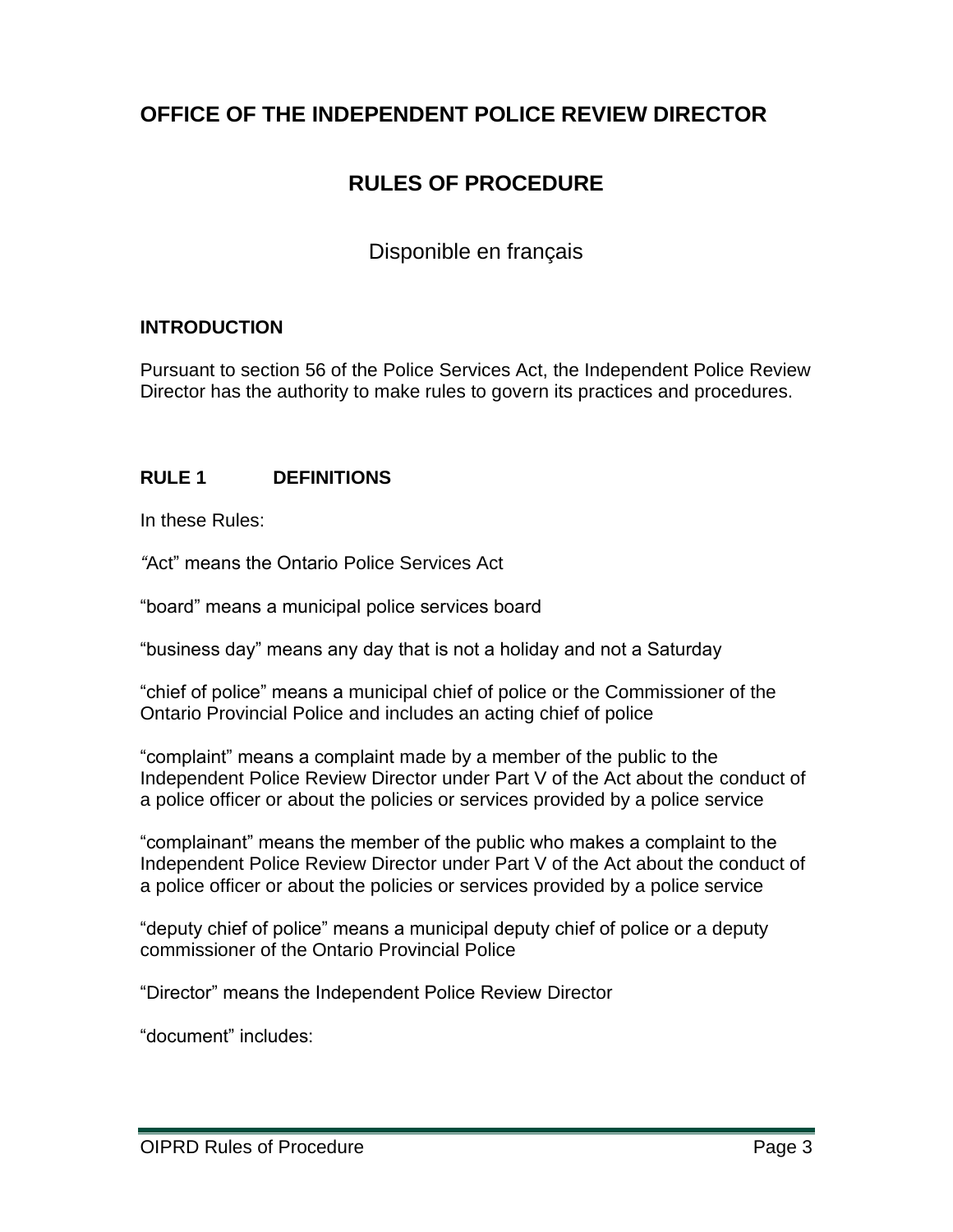# OFFICE OF THE INDEPENDENT POLICE REVIEW DIRECTOR

## RULES OF PROCEDURE

Disponible en français

### INTRODUCTION

Pursuant to section 56 of the Police Services Act, the Independent Police Review Director has the authority to make rules to govern its practices and procedures.

### RULE 1 DEFINITIONS

In these Rules:

"Act" means the Ontario Police Services Act

"board" means a municipal police services board

"business day" means any day that is not a holiday and not a Saturday

"chief of police" means a municipal chief of police or the Commissioner of the Ontario Provincial Police and includes an acting chief of police

"complaint" means a complaint made by a member of the public to the Independent Police Review Director under Part V of the Act about the conduct of a police officer or about the policies or services provided by a police service

"complainant" means the member of the public who makes a complaint to the Independent Police Review Director under Part V of the Act about the conduct of a police officer or about the policies or services provided by a police service

"deputy chief of police" means a municipal deputy chief of police or a deputy commissioner of the Ontario Provincial Police

"Director" means the Independent Police Review Director

"document" includes: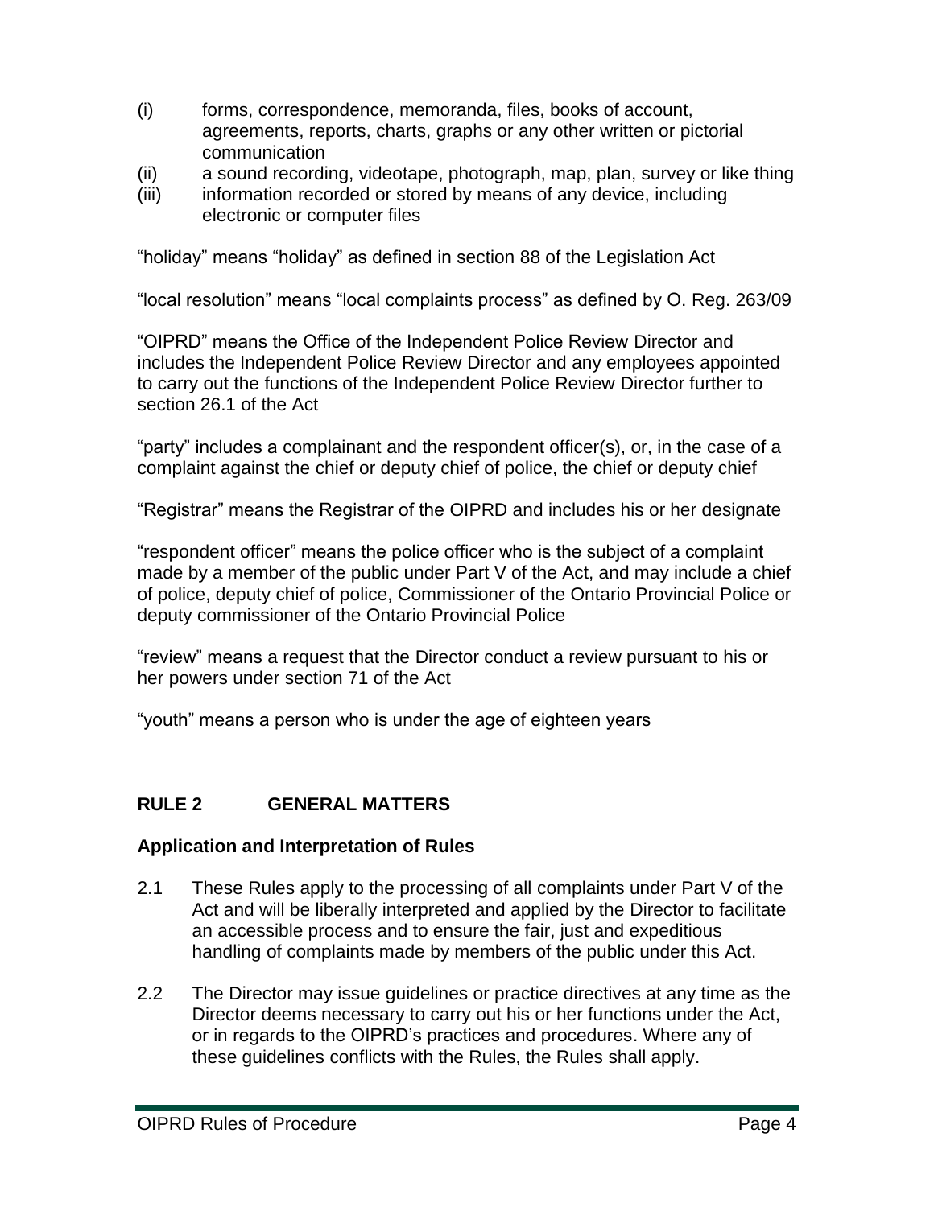(i) forms, correspondence, memoranda, files, books of account, agreements, reports, charts, graphs or any other written or pictorial communication
(ii) a sound recording, videotape, photograph, map, plan, survey or like thing
(iii) information recorded or stored by means of any device, including electronic or computer files

"holiday" means "holiday" as defined in section 88 of the Legislation Act

"local resolution" means "local complaints process" as defined by O. Reg. 263/09

"OIPRD" means the Office of the Independent Police Review Director and includes the Independent Police Review Director and any employees appointed to carry out the functions of the Independent Police Review Director further to section 26.1 of the Act

"party" includes a complainant and the respondent officer(s), or, in the case of a complaint against the chief or deputy chief of police, the chief or deputy chief

"Registrar" means the Registrar of the OIPRD and includes his or her designate

"respondent officer" means the police officer who is the subject of a complaint made by a member of the public under Part V of the Act, and may include a chief of police, deputy chief of police, Commissioner of the Ontario Provincial Police or deputy commissioner of the Ontario Provincial Police

"review" means a request that the Director conduct a review pursuant to his or her powers under section 71 of the Act

"youth" means a person who is under the age of eighteen years

## RULE 2 GENERAL MATTERS

### Application and Interpretation of Rules

2.1 These Rules apply to the processing of all complaints under Part V of the Act and will be liberally interpreted and applied by the Director to facilitate an accessible process and to ensure the fair, just and expeditious handling of complaints made by members of the public under this Act.

2.2 The Director may issue guidelines or practice directives at any time as the Director deems necessary to carry out his or her functions under the Act, or in regards to the OIPRD's practices and procedures. Where any of these guidelines conflicts with the Rules, the Rules shall apply.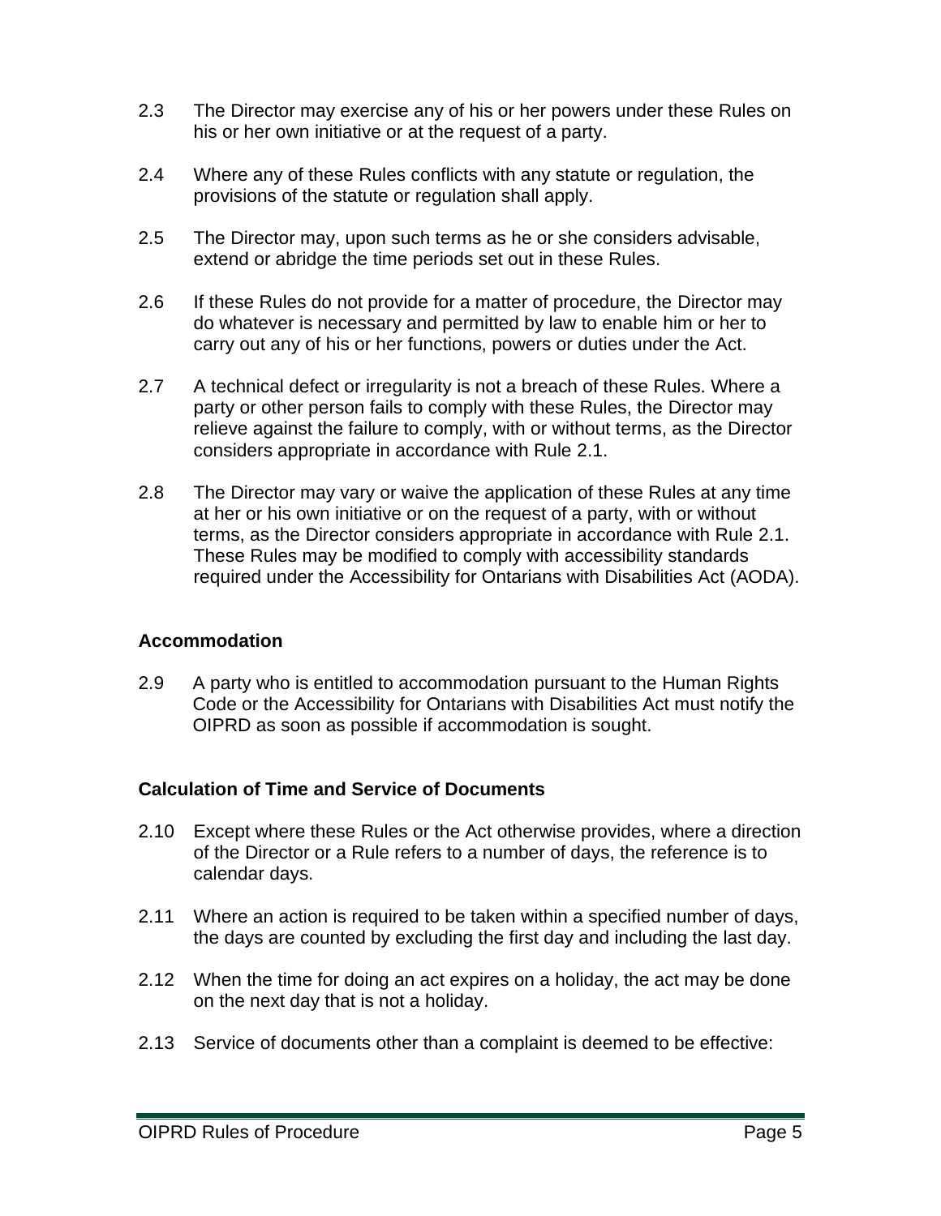2.3 The Director may exercise any of his or her powers under these Rules on his or her own initiative or at the request of a party.

2.4 Where any of these Rules conflicts with any statute or regulation, the provisions of the statute or regulation shall apply.

2.5 The Director may, upon such terms as he or she considers advisable, extend or abridge the time periods set out in these Rules.

2.6 If these Rules do not provide for a matter of procedure, the Director may do whatever is necessary and permitted by law to enable him or her to carry out any of his or her functions, powers or duties under the Act.

2.7 A technical defect or irregularity is not a breach of these Rules. Where a party or other person fails to comply with these Rules, the Director may relieve against the failure to comply, with or without terms, as the Director considers appropriate in accordance with Rule 2.1.

2.8 The Director may vary or waive the application of these Rules at any time at her or his own initiative or on the request of a party, with or without terms, as the Director considers appropriate in accordance with Rule 2.1. These Rules may be modified to comply with accessibility standards required under the Accessibility for Ontarians with Disabilities Act (AODA).

### Accommodation

2.9 A party who is entitled to accommodation pursuant to the Human Rights Code or the Accessibility for Ontarians with Disabilities Act must notify the OIPRD as soon as possible if accommodation is sought.

### Calculation of Time and Service of Documents

2.10 Except where these Rules or the Act otherwise provides, where a direction of the Director or a Rule refers to a number of days, the reference is to calendar days.

2.11 Where an action is required to be taken within a specified number of days, the days are counted by excluding the first day and including the last day.

2.12 When the time for doing an act expires on a holiday, the act may be done on the next day that is not a holiday.

2.13 Service of documents other than a complaint is deemed to be effective: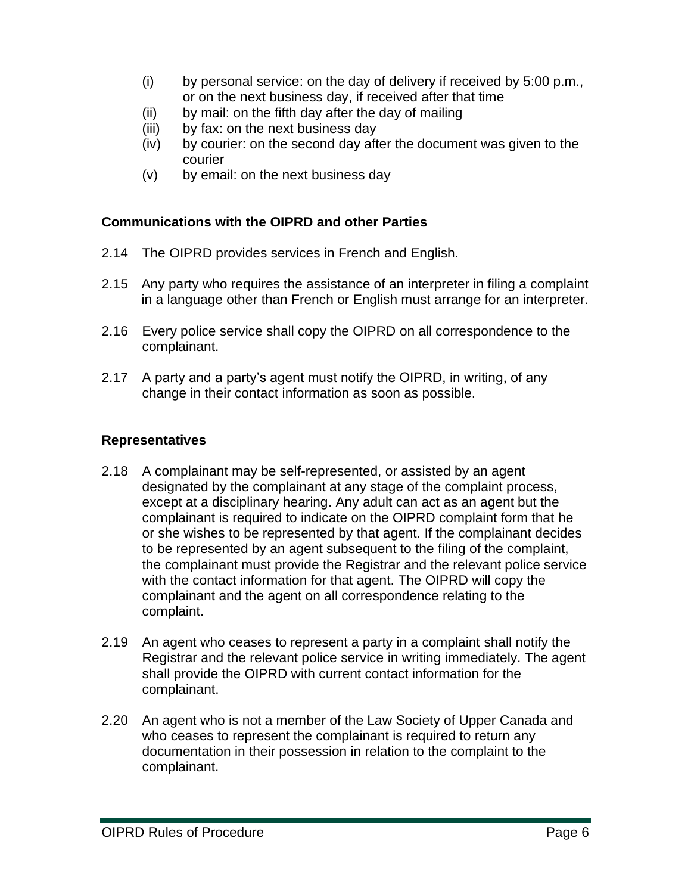(i) by personal service: on the day of delivery if received by 5:00 p.m., or on the next business day, if received after that time
(ii) by mail: on the fifth day after the day of mailing
(iii) by fax: on the next business day
(iv) by courier: on the second day after the document was given to the courier
(v) by email: on the next business day

### Communications with the OIPRD and other Parties

2.14 The OIPRD provides services in French and English.

2.15 Any party who requires the assistance of an interpreter in filing a complaint in a language other than French or English must arrange for an interpreter.

2.16 Every police service shall copy the OIPRD on all correspondence to the complainant.

2.17 A party and a party's agent must notify the OIPRD, in writing, of any change in their contact information as soon as possible.

### Representatives

2.18 A complainant may be self-represented, or assisted by an agent designated by the complainant at any stage of the complaint process, except at a disciplinary hearing. Any adult can act as an agent but the complainant is required to indicate on the OIPRD complaint form that he or she wishes to be represented by that agent. If the complainant decides to be represented by an agent subsequent to the filing of the complaint, the complainant must provide the Registrar and the relevant police service with the contact information for that agent. The OIPRD will copy the complainant and the agent on all correspondence relating to the complaint.

2.19 An agent who ceases to represent a party in a complaint shall notify the Registrar and the relevant police service in writing immediately. The agent shall provide the OIPRD with current contact information for the complainant.

2.20 An agent who is not a member of the Law Society of Upper Canada and who ceases to represent the complainant is required to return any documentation in their possession in relation to the complaint to the complainant.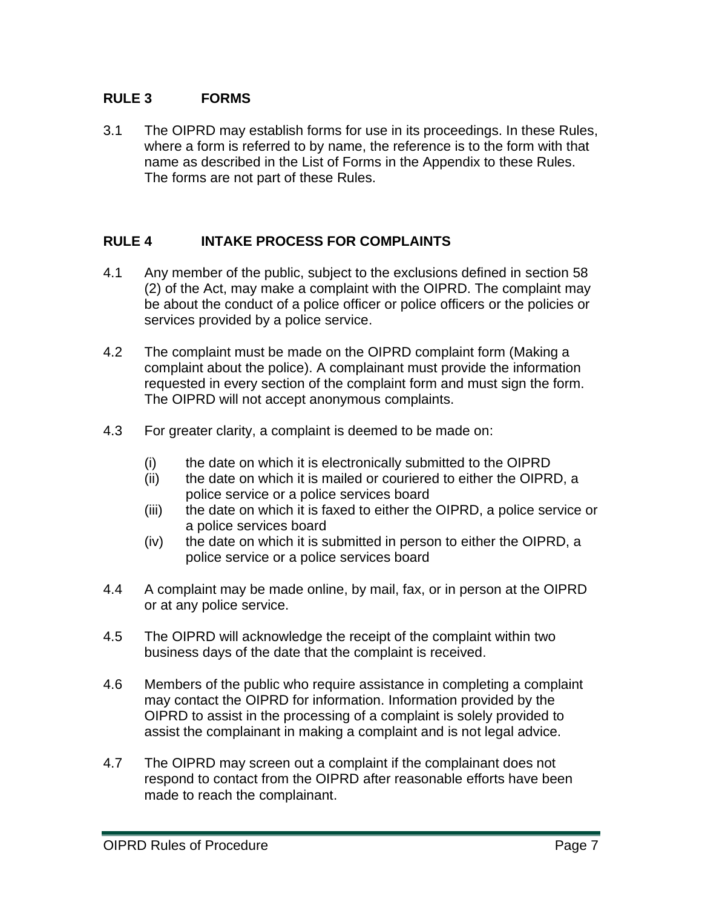## RULE 3 FORMS

3.1 The OIPRD may establish forms for use in its proceedings. In these Rules, where a form is referred to by name, the reference is to the form with that name as described in the List of Forms in the Appendix to these Rules. The forms are not part of these Rules.

## RULE 4 INTAKE PROCESS FOR COMPLAINTS

4.1 Any member of the public, subject to the exclusions defined in section 58 (2) of the Act, may make a complaint with the OIPRD. The complaint may be about the conduct of a police officer or police officers or the policies or services provided by a police service.

4.2 The complaint must be made on the OIPRD complaint form (Making a complaint about the police). A complainant must provide the information requested in every section of the complaint form and must sign the form. The OIPRD will not accept anonymous complaints.

4.3 For greater clarity, a complaint is deemed to be made on:

- (i) the date on which it is electronically submitted to the OIPRD
- (ii) the date on which it is mailed or couriered to either the OIPRD, a police service or a police services board
- (iii) the date on which it is faxed to either the OIPRD, a police service or a police services board
- (iv) the date on which it is submitted in person to either the OIPRD, a police service or a police services board

4.4 A complaint may be made online, by mail, fax, or in person at the OIPRD or at any police service.

4.5 The OIPRD will acknowledge the receipt of the complaint within two business days of the date that the complaint is received.

4.6 Members of the public who require assistance in completing a complaint may contact the OIPRD for information. Information provided by the OIPRD to assist in the processing of a complaint is solely provided to assist the complainant in making a complaint and is not legal advice.

4.7 The OIPRD may screen out a complaint if the complainant does not respond to contact from the OIPRD after reasonable efforts have been made to reach the complainant.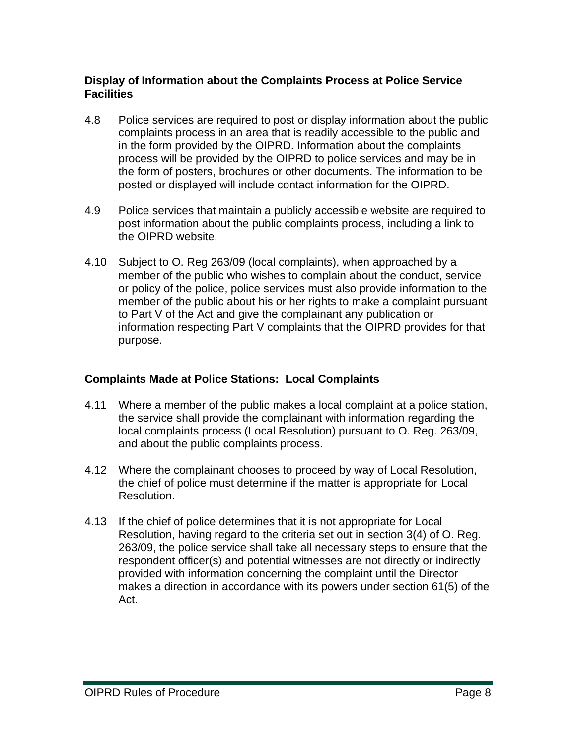**Display of Information about the Complaints Process at Police Service Facilities**

4.8 Police services are required to post or display information about the public complaints process in an area that is readily accessible to the public and in the form provided by the OIPRD. Information about the complaints process will be provided by the OIPRD to police services and may be in the form of posters, brochures or other documents. The information to be posted or displayed will include contact information for the OIPRD.

4.9 Police services that maintain a publicly accessible website are required to post information about the public complaints process, including a link to the OIPRD website.

4.10 Subject to O. Reg 263/09 (local complaints), when approached by a member of the public who wishes to complain about the conduct, service or policy of the police, police services must also provide information to the member of the public about his or her rights to make a complaint pursuant to Part V of the Act and give the complainant any publication or information respecting Part V complaints that the OIPRD provides for that purpose.

**Complaints Made at Police Stations: Local Complaints**

4.11 Where a member of the public makes a local complaint at a police station, the service shall provide the complainant with information regarding the local complaints process (Local Resolution) pursuant to O. Reg. 263/09, and about the public complaints process.

4.12 Where the complainant chooses to proceed by way of Local Resolution, the chief of police must determine if the matter is appropriate for Local Resolution.

4.13 If the chief of police determines that it is not appropriate for Local Resolution, having regard to the criteria set out in section 3(4) of O. Reg. 263/09, the police service shall take all necessary steps to ensure that the respondent officer(s) and potential witnesses are not directly or indirectly provided with information concerning the complaint until the Director makes a direction in accordance with its powers under section 61(5) of the Act.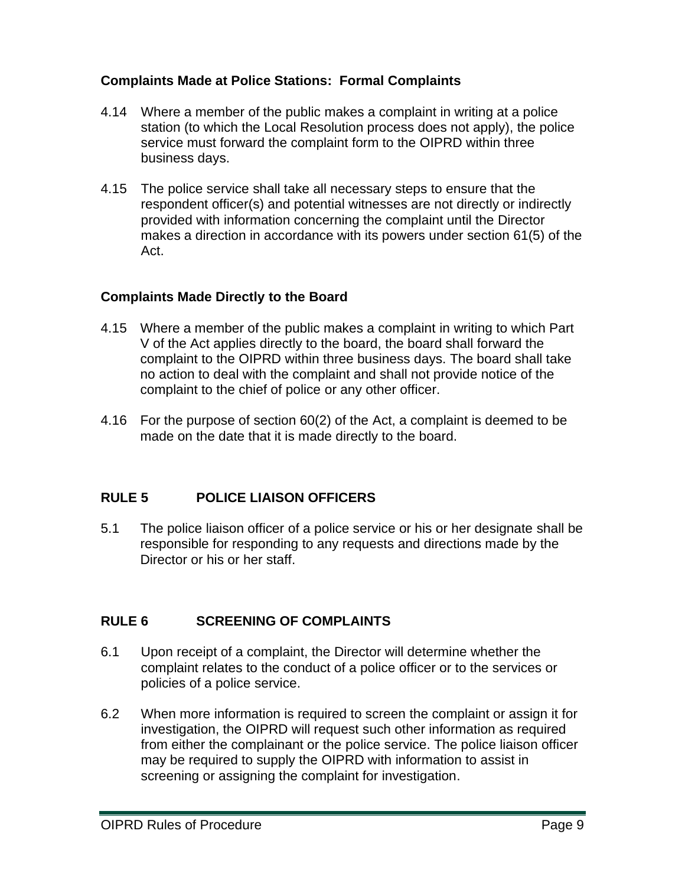### Complaints Made at Police Stations: Formal Complaints

4.14 Where a member of the public makes a complaint in writing at a police station (to which the Local Resolution process does not apply), the police service must forward the complaint form to the OIPRD within three business days.

4.15 The police service shall take all necessary steps to ensure that the respondent officer(s) and potential witnesses are not directly or indirectly provided with information concerning the complaint until the Director makes a direction in accordance with its powers under section 61(5) of the Act.

### Complaints Made Directly to the Board

4.15 Where a member of the public makes a complaint in writing to which Part V of the Act applies directly to the board, the board shall forward the complaint to the OIPRD within three business days. The board shall take no action to deal with the complaint and shall not provide notice of the complaint to the chief of police or any other officer.

4.16 For the purpose of section 60(2) of the Act, a complaint is deemed to be made on the date that it is made directly to the board.

## RULE 5 POLICE LIAISON OFFICERS

5.1 The police liaison officer of a police service or his or her designate shall be responsible for responding to any requests and directions made by the Director or his or her staff.

## RULE 6 SCREENING OF COMPLAINTS

6.1 Upon receipt of a complaint, the Director will determine whether the complaint relates to the conduct of a police officer or to the services or policies of a police service.

6.2 When more information is required to screen the complaint or assign it for investigation, the OIPRD will request such other information as required from either the complainant or the police service. The police liaison officer may be required to supply the OIPRD with information to assist in screening or assigning the complaint for investigation.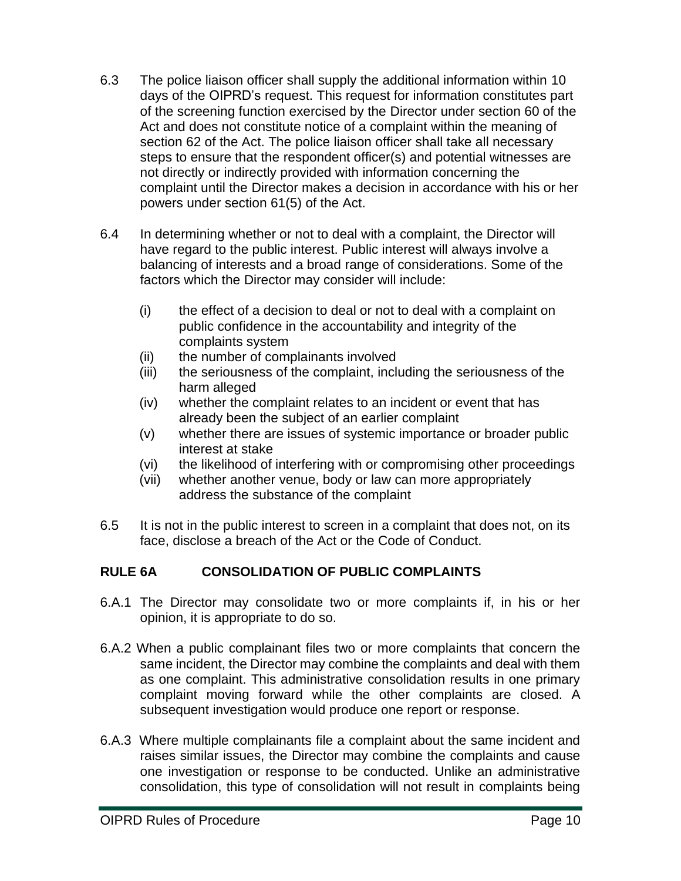6.3 The police liaison officer shall supply the additional information within 10 days of the OIPRD's request. This request for information constitutes part of the screening function exercised by the Director under section 60 of the Act and does not constitute notice of a complaint within the meaning of section 62 of the Act. The police liaison officer shall take all necessary steps to ensure that the respondent officer(s) and potential witnesses are not directly or indirectly provided with information concerning the complaint until the Director makes a decision in accordance with his or her powers under section 61(5) of the Act.

6.4 In determining whether or not to deal with a complaint, the Director will have regard to the public interest. Public interest will always involve a balancing of interests and a broad range of considerations. Some of the factors which the Director may consider will include:

- (i) the effect of a decision to deal or not to deal with a complaint on public confidence in the accountability and integrity of the complaints system
- (ii) the number of complainants involved
- (iii) the seriousness of the complaint, including the seriousness of the harm alleged
- (iv) whether the complaint relates to an incident or event that has already been the subject of an earlier complaint
- (v) whether there are issues of systemic importance or broader public interest at stake
- (vi) the likelihood of interfering with or compromising other proceedings
- (vii) whether another venue, body or law can more appropriately address the substance of the complaint

6.5 It is not in the public interest to screen in a complaint that does not, on its face, disclose a breach of the Act or the Code of Conduct.

## RULE 6A CONSOLIDATION OF PUBLIC COMPLAINTS

6.A.1 The Director may consolidate two or more complaints if, in his or her opinion, it is appropriate to do so.

6.A.2 When a public complainant files two or more complaints that concern the same incident, the Director may combine the complaints and deal with them as one complaint. This administrative consolidation results in one primary complaint moving forward while the other complaints are closed. A subsequent investigation would produce one report or response.

6.A.3 Where multiple complainants file a complaint about the same incident and raises similar issues, the Director may combine the complaints and cause one investigation or response to be conducted. Unlike an administrative consolidation, this type of consolidation will not result in complaints being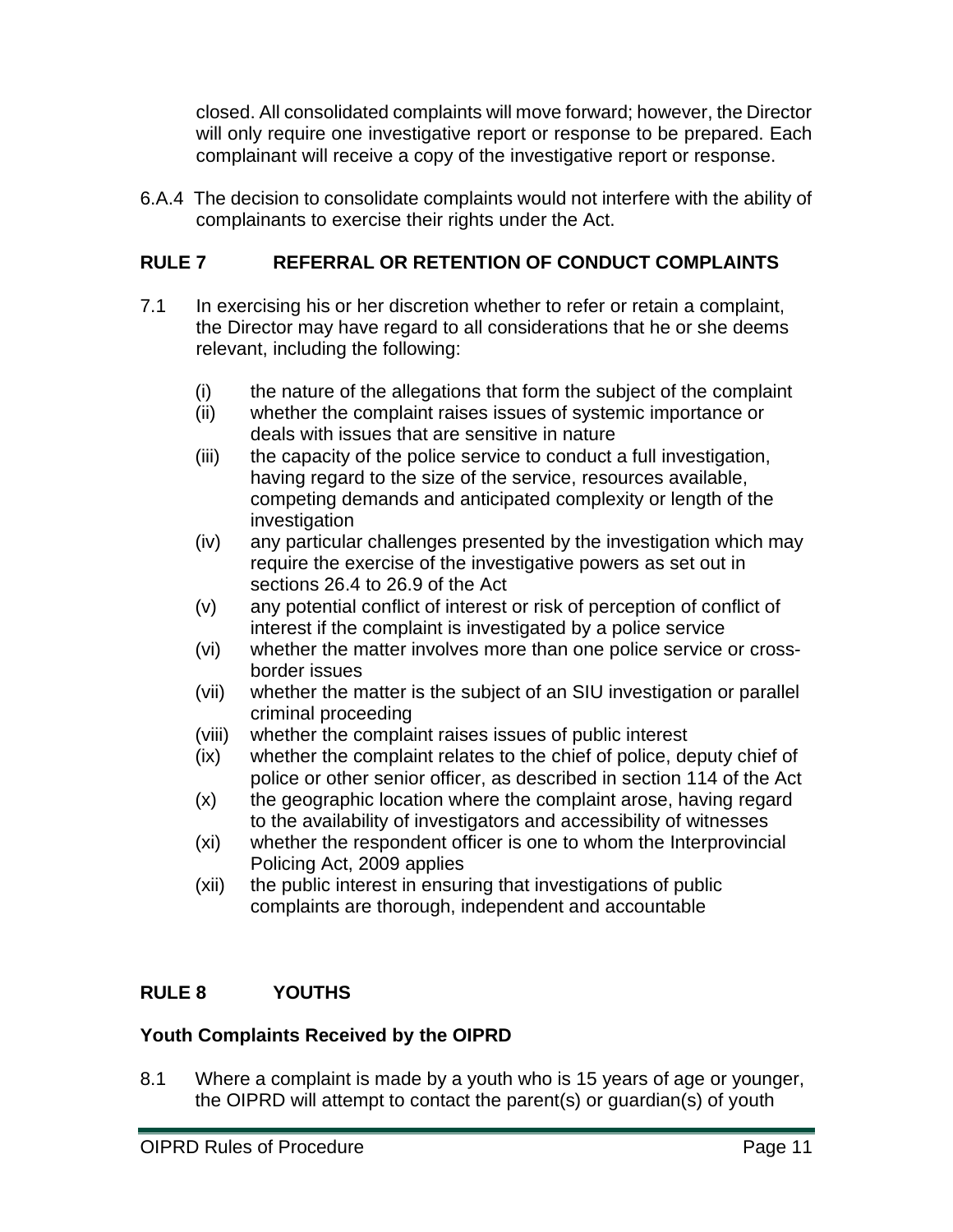closed. All consolidated complaints will move forward; however, the Director will only require one investigative report or response to be prepared. Each complainant will receive a copy of the investigative report or response.

6.A.4 The decision to consolidate complaints would not interfere with the ability of complainants to exercise their rights under the Act.

## RULE 7 REFERRAL OR RETENTION OF CONDUCT COMPLAINTS

7.1 In exercising his or her discretion whether to refer or retain a complaint, the Director may have regard to all considerations that he or she deems relevant, including the following:

- (i) the nature of the allegations that form the subject of the complaint
- (ii) whether the complaint raises issues of systemic importance or deals with issues that are sensitive in nature
- (iii) the capacity of the police service to conduct a full investigation, having regard to the size of the service, resources available, competing demands and anticipated complexity or length of the investigation
- (iv) any particular challenges presented by the investigation which may require the exercise of the investigative powers as set out in sections 26.4 to 26.9 of the Act
- (v) any potential conflict of interest or risk of perception of conflict of interest if the complaint is investigated by a police service
- (vi) whether the matter involves more than one police service or cross-border issues
- (vii) whether the matter is the subject of an SIU investigation or parallel criminal proceeding
- (viii) whether the complaint raises issues of public interest
- (ix) whether the complaint relates to the chief of police, deputy chief of police or other senior officer, as described in section 114 of the Act
- (x) the geographic location where the complaint arose, having regard to the availability of investigators and accessibility of witnesses
- (xi) whether the respondent officer is one to whom the Interprovincial Policing Act, 2009 applies
- (xii) the public interest in ensuring that investigations of public complaints are thorough, independent and accountable

## RULE 8 YOUTHS

### Youth Complaints Received by the OIPRD

8.1 Where a complaint is made by a youth who is 15 years of age or younger, the OIPRD will attempt to contact the parent(s) or guardian(s) of youth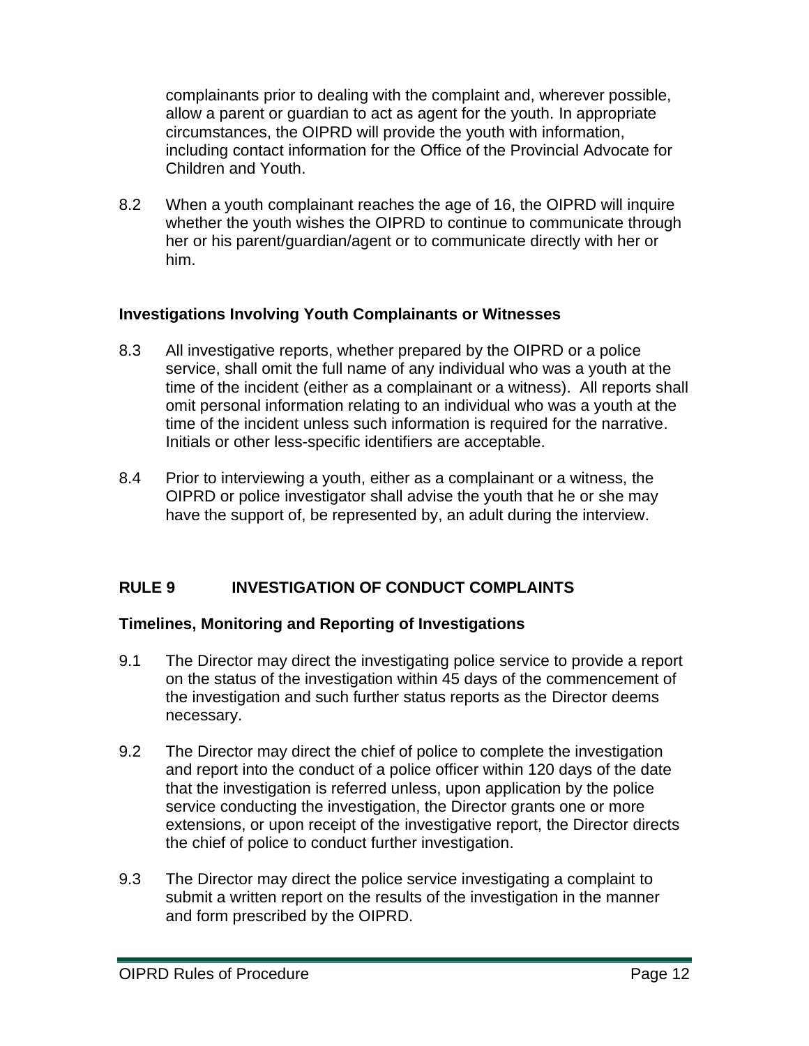complainants prior to dealing with the complaint and, wherever possible, allow a parent or guardian to act as agent for the youth. In appropriate circumstances, the OIPRD will provide the youth with information, including contact information for the Office of the Provincial Advocate for Children and Youth.

8.2 When a youth complainant reaches the age of 16, the OIPRD will inquire whether the youth wishes the OIPRD to continue to communicate through her or his parent/guardian/agent or to communicate directly with her or him.

### Investigations Involving Youth Complainants or Witnesses

8.3 All investigative reports, whether prepared by the OIPRD or a police service, shall omit the full name of any individual who was a youth at the time of the incident (either as a complainant or a witness). All reports shall omit personal information relating to an individual who was a youth at the time of the incident unless such information is required for the narrative. Initials or other less-specific identifiers are acceptable.

8.4 Prior to interviewing a youth, either as a complainant or a witness, the OIPRD or police investigator shall advise the youth that he or she may have the support of, be represented by, an adult during the interview.

## RULE 9 INVESTIGATION OF CONDUCT COMPLAINTS

### Timelines, Monitoring and Reporting of Investigations

9.1 The Director may direct the investigating police service to provide a report on the status of the investigation within 45 days of the commencement of the investigation and such further status reports as the Director deems necessary.

9.2 The Director may direct the chief of police to complete the investigation and report into the conduct of a police officer within 120 days of the date that the investigation is referred unless, upon application by the police service conducting the investigation, the Director grants one or more extensions, or upon receipt of the investigative report, the Director directs the chief of police to conduct further investigation.

9.3 The Director may direct the police service investigating a complaint to submit a written report on the results of the investigation in the manner and form prescribed by the OIPRD.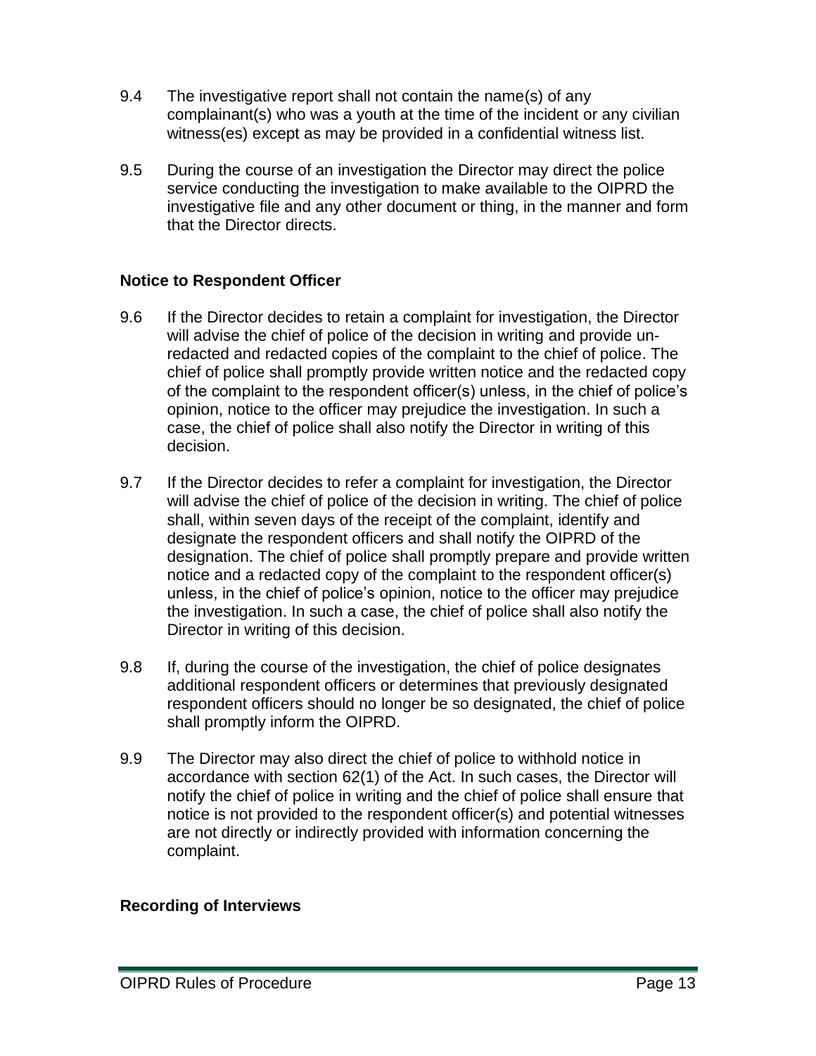9.4 The investigative report shall not contain the name(s) of any complainant(s) who was a youth at the time of the incident or any civilian witness(es) except as may be provided in a confidential witness list.

9.5 During the course of an investigation the Director may direct the police service conducting the investigation to make available to the OIPRD the investigative file and any other document or thing, in the manner and form that the Director directs.

### Notice to Respondent Officer

9.6 If the Director decides to retain a complaint for investigation, the Director will advise the chief of police of the decision in writing and provide un-redacted and redacted copies of the complaint to the chief of police. The chief of police shall promptly provide written notice and the redacted copy of the complaint to the respondent officer(s) unless, in the chief of police's opinion, notice to the officer may prejudice the investigation. In such a case, the chief of police shall also notify the Director in writing of this decision.

9.7 If the Director decides to refer a complaint for investigation, the Director will advise the chief of police of the decision in writing. The chief of police shall, within seven days of the receipt of the complaint, identify and designate the respondent officers and shall notify the OIPRD of the designation. The chief of police shall promptly prepare and provide written notice and a redacted copy of the complaint to the respondent officer(s) unless, in the chief of police's opinion, notice to the officer may prejudice the investigation. In such a case, the chief of police shall also notify the Director in writing of this decision.

9.8 If, during the course of the investigation, the chief of police designates additional respondent officers or determines that previously designated respondent officers should no longer be so designated, the chief of police shall promptly inform the OIPRD.

9.9 The Director may also direct the chief of police to withhold notice in accordance with section 62(1) of the Act. In such cases, the Director will notify the chief of police in writing and the chief of police shall ensure that notice is not provided to the respondent officer(s) and potential witnesses are not directly or indirectly provided with information concerning the complaint.

### Recording of Interviews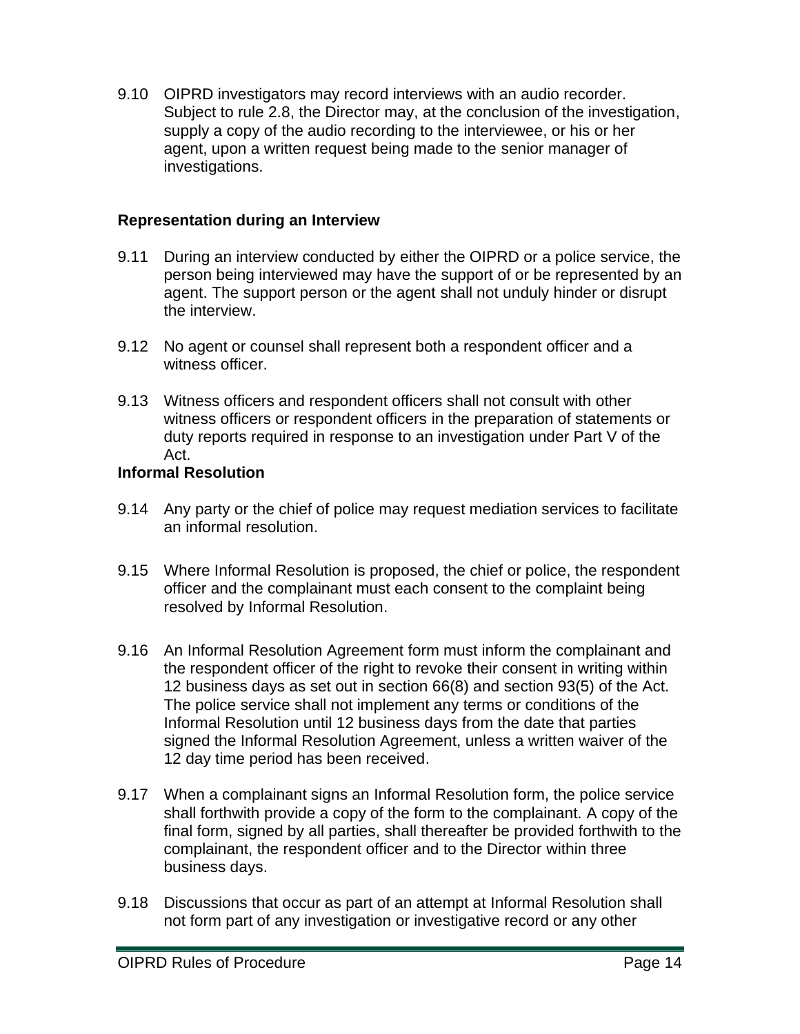9.10 OIPRD investigators may record interviews with an audio recorder. Subject to rule 2.8, the Director may, at the conclusion of the investigation, supply a copy of the audio recording to the interviewee, or his or her agent, upon a written request being made to the senior manager of investigations.

**Representation during an Interview**

9.11 During an interview conducted by either the OIPRD or a police service, the person being interviewed may have the support of or be represented by an agent. The support person or the agent shall not unduly hinder or disrupt the interview.

9.12 No agent or counsel shall represent both a respondent officer and a witness officer.

9.13 Witness officers and respondent officers shall not consult with other witness officers or respondent officers in the preparation of statements or duty reports required in response to an investigation under Part V of the Act.

**Informal Resolution**

9.14 Any party or the chief of police may request mediation services to facilitate an informal resolution.

9.15 Where Informal Resolution is proposed, the chief or police, the respondent officer and the complainant must each consent to the complaint being resolved by Informal Resolution.

9.16 An Informal Resolution Agreement form must inform the complainant and the respondent officer of the right to revoke their consent in writing within 12 business days as set out in section 66(8) and section 93(5) of the Act. The police service shall not implement any terms or conditions of the Informal Resolution until 12 business days from the date that parties signed the Informal Resolution Agreement, unless a written waiver of the 12 day time period has been received.

9.17 When a complainant signs an Informal Resolution form, the police service shall forthwith provide a copy of the form to the complainant. A copy of the final form, signed by all parties, shall thereafter be provided forthwith to the complainant, the respondent officer and to the Director within three business days.

9.18 Discussions that occur as part of an attempt at Informal Resolution shall not form part of any investigation or investigative record or any other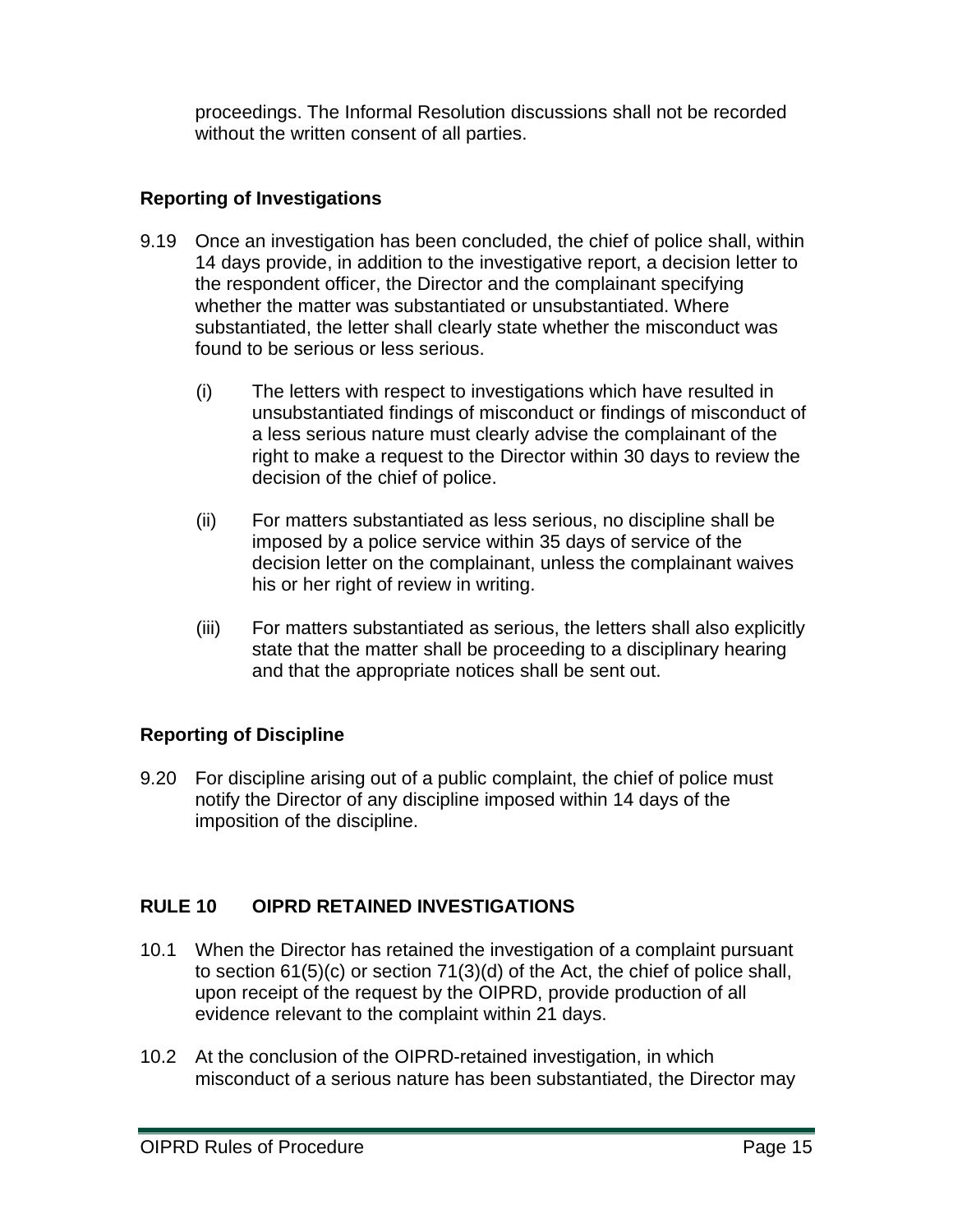proceedings. The Informal Resolution discussions shall not be recorded without the written consent of all parties.

**Reporting of Investigations**

9.19 Once an investigation has been concluded, the chief of police shall, within 14 days provide, in addition to the investigative report, a decision letter to the respondent officer, the Director and the complainant specifying whether the matter was substantiated or unsubstantiated. Where substantiated, the letter shall clearly state whether the misconduct was found to be serious or less serious.

(i) The letters with respect to investigations which have resulted in unsubstantiated findings of misconduct or findings of misconduct of a less serious nature must clearly advise the complainant of the right to make a request to the Director within 30 days to review the decision of the chief of police.

(ii) For matters substantiated as less serious, no discipline shall be imposed by a police service within 35 days of service of the decision letter on the complainant, unless the complainant waives his or her right of review in writing.

(iii) For matters substantiated as serious, the letters shall also explicitly state that the matter shall be proceeding to a disciplinary hearing and that the appropriate notices shall be sent out.

**Reporting of Discipline**

9.20 For discipline arising out of a public complaint, the chief of police must notify the Director of any discipline imposed within 14 days of the imposition of the discipline.

## RULE 10 OIPRD RETAINED INVESTIGATIONS

10.1 When the Director has retained the investigation of a complaint pursuant to section 61(5)(c) or section 71(3)(d) of the Act, the chief of police shall, upon receipt of the request by the OIPRD, provide production of all evidence relevant to the complaint within 21 days.

10.2 At the conclusion of the OIPRD-retained investigation, in which misconduct of a serious nature has been substantiated, the Director may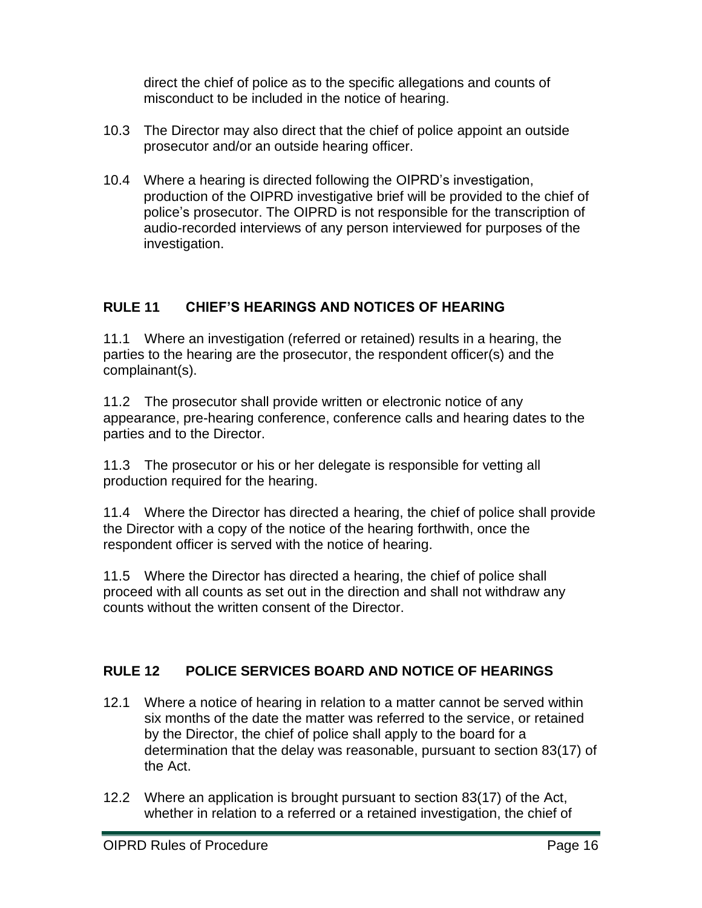direct the chief of police as to the specific allegations and counts of misconduct to be included in the notice of hearing.

10.3 The Director may also direct that the chief of police appoint an outside prosecutor and/or an outside hearing officer.

10.4 Where a hearing is directed following the OIPRD's investigation, production of the OIPRD investigative brief will be provided to the chief of police's prosecutor. The OIPRD is not responsible for the transcription of audio-recorded interviews of any person interviewed for purposes of the investigation.

## RULE 11 CHIEF'S HEARINGS AND NOTICES OF HEARING

11.1 Where an investigation (referred or retained) results in a hearing, the parties to the hearing are the prosecutor, the respondent officer(s) and the complainant(s).

11.2 The prosecutor shall provide written or electronic notice of any appearance, pre-hearing conference, conference calls and hearing dates to the parties and to the Director.

11.3 The prosecutor or his or her delegate is responsible for vetting all production required for the hearing.

11.4 Where the Director has directed a hearing, the chief of police shall provide the Director with a copy of the notice of the hearing forthwith, once the respondent officer is served with the notice of hearing.

11.5 Where the Director has directed a hearing, the chief of police shall proceed with all counts as set out in the direction and shall not withdraw any counts without the written consent of the Director.

## RULE 12 POLICE SERVICES BOARD AND NOTICE OF HEARINGS

12.1 Where a notice of hearing in relation to a matter cannot be served within six months of the date the matter was referred to the service, or retained by the Director, the chief of police shall apply to the board for a determination that the delay was reasonable, pursuant to section 83(17) of the Act.

12.2 Where an application is brought pursuant to section 83(17) of the Act, whether in relation to a referred or a retained investigation, the chief of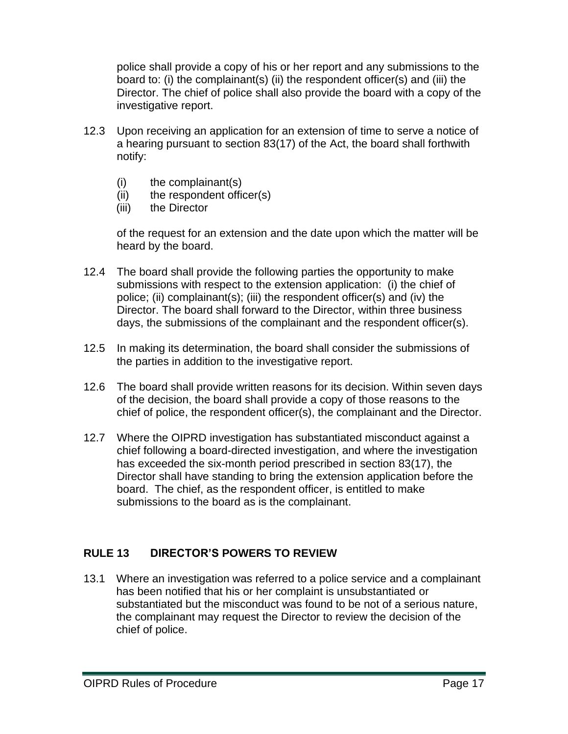police shall provide a copy of his or her report and any submissions to the board to: (i) the complainant(s) (ii) the respondent officer(s) and (iii) the Director. The chief of police shall also provide the board with a copy of the investigative report.

12.3 Upon receiving an application for an extension of time to serve a notice of a hearing pursuant to section 83(17) of the Act, the board shall forthwith notify:

(i) the complainant(s)
(ii) the respondent officer(s)
(iii) the Director

of the request for an extension and the date upon which the matter will be heard by the board.

12.4 The board shall provide the following parties the opportunity to make submissions with respect to the extension application: (i) the chief of police; (ii) complainant(s); (iii) the respondent officer(s) and (iv) the Director. The board shall forward to the Director, within three business days, the submissions of the complainant and the respondent officer(s).

12.5 In making its determination, the board shall consider the submissions of the parties in addition to the investigative report.

12.6 The board shall provide written reasons for its decision. Within seven days of the decision, the board shall provide a copy of those reasons to the chief of police, the respondent officer(s), the complainant and the Director.

12.7 Where the OIPRD investigation has substantiated misconduct against a chief following a board-directed investigation, and where the investigation has exceeded the six-month period prescribed in section 83(17), the Director shall have standing to bring the extension application before the board. The chief, as the respondent officer, is entitled to make submissions to the board as is the complainant.

## RULE 13 DIRECTOR'S POWERS TO REVIEW

13.1 Where an investigation was referred to a police service and a complainant has been notified that his or her complaint is unsubstantiated or substantiated but the misconduct was found to be not of a serious nature, the complainant may request the Director to review the decision of the chief of police.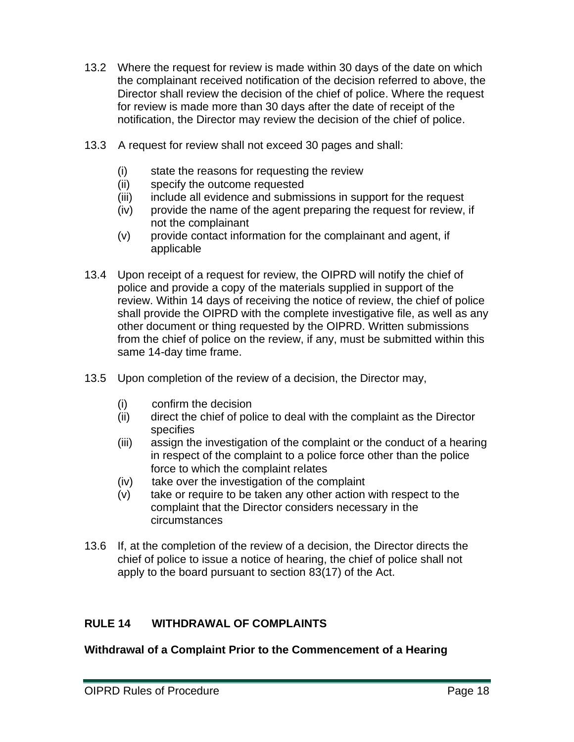13.2 Where the request for review is made within 30 days of the date on which the complainant received notification of the decision referred to above, the Director shall review the decision of the chief of police. Where the request for review is made more than 30 days after the date of receipt of the notification, the Director may review the decision of the chief of police.

13.3 A request for review shall not exceed 30 pages and shall:

- (i) state the reasons for requesting the review
- (ii) specify the outcome requested
- (iii) include all evidence and submissions in support for the request
- (iv) provide the name of the agent preparing the request for review, if not the complainant
- (v) provide contact information for the complainant and agent, if applicable

13.4 Upon receipt of a request for review, the OIPRD will notify the chief of police and provide a copy of the materials supplied in support of the review. Within 14 days of receiving the notice of review, the chief of police shall provide the OIPRD with the complete investigative file, as well as any other document or thing requested by the OIPRD. Written submissions from the chief of police on the review, if any, must be submitted within this same 14-day time frame.

13.5 Upon completion of the review of a decision, the Director may,

- (i) confirm the decision
- (ii) direct the chief of police to deal with the complaint as the Director specifies
- (iii) assign the investigation of the complaint or the conduct of a hearing in respect of the complaint to a police force other than the police force to which the complaint relates
- (iv) take over the investigation of the complaint
- (v) take or require to be taken any other action with respect to the complaint that the Director considers necessary in the circumstances

13.6 If, at the completion of the review of a decision, the Director directs the chief of police to issue a notice of hearing, the chief of police shall not apply to the board pursuant to section 83(17) of the Act.

## RULE 14 WITHDRAWAL OF COMPLAINTS

### Withdrawal of a Complaint Prior to the Commencement of a Hearing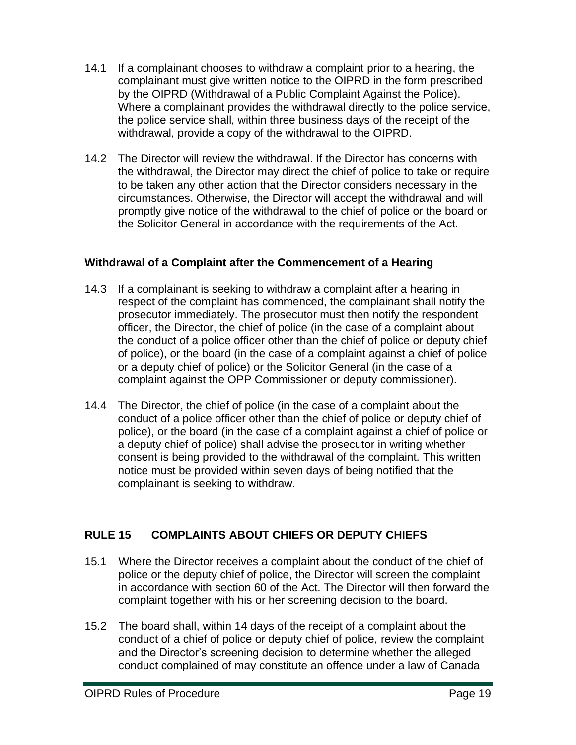14.1 If a complainant chooses to withdraw a complaint prior to a hearing, the complainant must give written notice to the OIPRD in the form prescribed by the OIPRD (Withdrawal of a Public Complaint Against the Police). Where a complainant provides the withdrawal directly to the police service, the police service shall, within three business days of the receipt of the withdrawal, provide a copy of the withdrawal to the OIPRD.

14.2 The Director will review the withdrawal. If the Director has concerns with the withdrawal, the Director may direct the chief of police to take or require to be taken any other action that the Director considers necessary in the circumstances. Otherwise, the Director will accept the withdrawal and will promptly give notice of the withdrawal to the chief of police or the board or the Solicitor General in accordance with the requirements of the Act.

### Withdrawal of a Complaint after the Commencement of a Hearing

14.3 If a complainant is seeking to withdraw a complaint after a hearing in respect of the complaint has commenced, the complainant shall notify the prosecutor immediately. The prosecutor must then notify the respondent officer, the Director, the chief of police (in the case of a complaint about the conduct of a police officer other than the chief of police or deputy chief of police), or the board (in the case of a complaint against a chief of police or a deputy chief of police) or the Solicitor General (in the case of a complaint against the OPP Commissioner or deputy commissioner).

14.4 The Director, the chief of police (in the case of a complaint about the conduct of a police officer other than the chief of police or deputy chief of police), or the board (in the case of a complaint against a chief of police or a deputy chief of police) shall advise the prosecutor in writing whether consent is being provided to the withdrawal of the complaint. This written notice must be provided within seven days of being notified that the complainant is seeking to withdraw.

## RULE 15 COMPLAINTS ABOUT CHIEFS OR DEPUTY CHIEFS

15.1 Where the Director receives a complaint about the conduct of the chief of police or the deputy chief of police, the Director will screen the complaint in accordance with section 60 of the Act. The Director will then forward the complaint together with his or her screening decision to the board.

15.2 The board shall, within 14 days of the receipt of a complaint about the conduct of a chief of police or deputy chief of police, review the complaint and the Director's screening decision to determine whether the alleged conduct complained of may constitute an offence under a law of Canada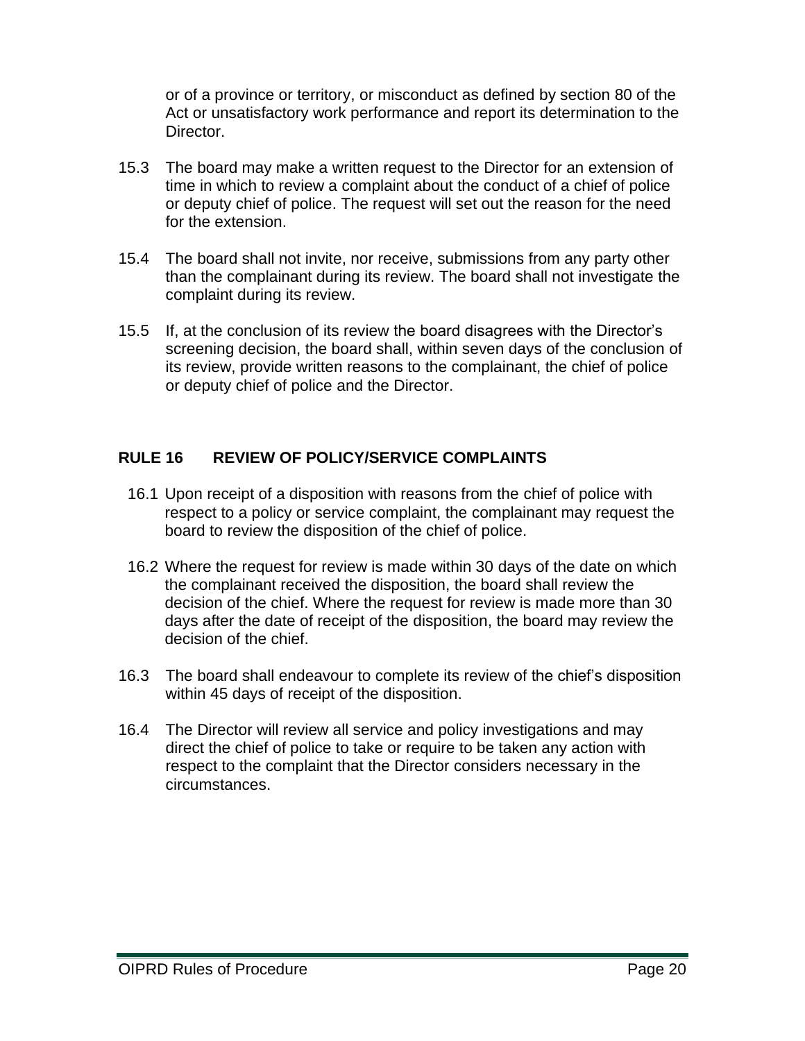or of a province or territory, or misconduct as defined by section 80 of the Act or unsatisfactory work performance and report its determination to the Director.

15.3 The board may make a written request to the Director for an extension of time in which to review a complaint about the conduct of a chief of police or deputy chief of police. The request will set out the reason for the need for the extension.

15.4 The board shall not invite, nor receive, submissions from any party other than the complainant during its review. The board shall not investigate the complaint during its review.

15.5 If, at the conclusion of its review the board disagrees with the Director's screening decision, the board shall, within seven days of the conclusion of its review, provide written reasons to the complainant, the chief of police or deputy chief of police and the Director.

## RULE 16 REVIEW OF POLICY/SERVICE COMPLAINTS

16.1 Upon receipt of a disposition with reasons from the chief of police with respect to a policy or service complaint, the complainant may request the board to review the disposition of the chief of police.

16.2 Where the request for review is made within 30 days of the date on which the complainant received the disposition, the board shall review the decision of the chief. Where the request for review is made more than 30 days after the date of receipt of the disposition, the board may review the decision of the chief.

16.3 The board shall endeavour to complete its review of the chief's disposition within 45 days of receipt of the disposition.

16.4 The Director will review all service and policy investigations and may direct the chief of police to take or require to be taken any action with respect to the complaint that the Director considers necessary in the circumstances.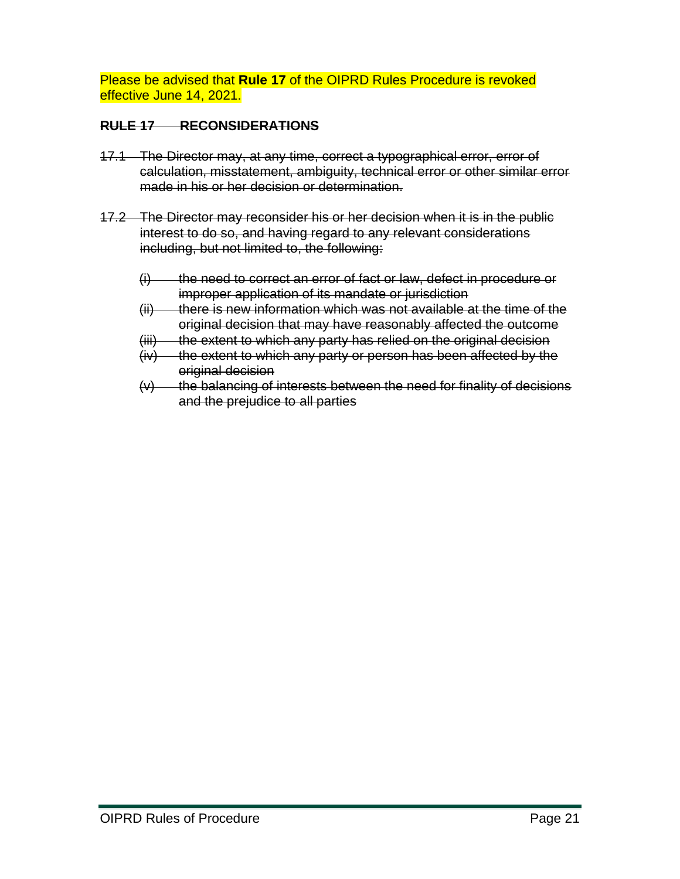Please be advised that **Rule 17** of the OIPRD Rules Procedure is revoked effective June 14, 2021.

## ~~RULE 17 RECONSIDERATIONS~~

~~17.1 The Director may, at any time, correct a typographical error, error of calculation, misstatement, ambiguity, technical error or other similar error made in his or her decision or determination.~~

~~17.2 The Director may reconsider his or her decision when it is in the public interest to do so, and having regard to any relevant considerations including, but not limited to, the following:~~

- ~~(i) the need to correct an error of fact or law, defect in procedure or improper application of its mandate or jurisdiction~~
- ~~(ii) there is new information which was not available at the time of the original decision that may have reasonably affected the outcome~~
- ~~(iii) the extent to which any party has relied on the original decision~~
- ~~(iv) the extent to which any party or person has been affected by the original decision~~
- ~~(v) the balancing of interests between the need for finality of decisions and the prejudice to all parties~~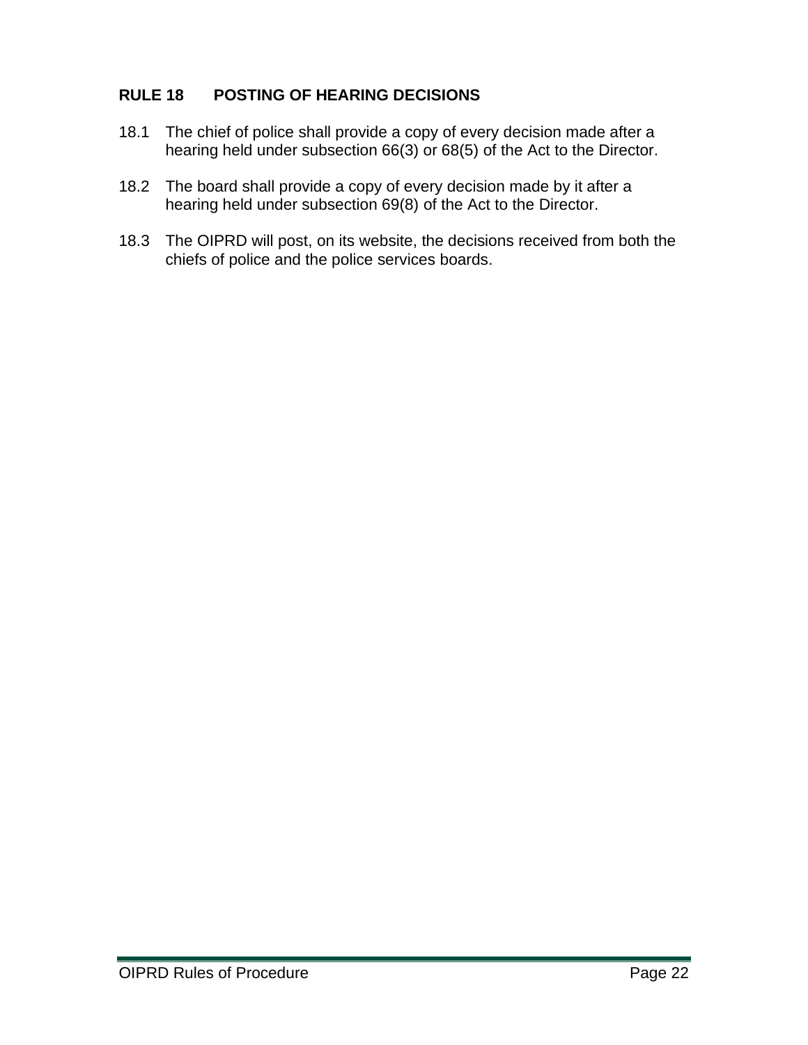## RULE 18 POSTING OF HEARING DECISIONS

18.1 The chief of police shall provide a copy of every decision made after a hearing held under subsection 66(3) or 68(5) of the Act to the Director.

18.2 The board shall provide a copy of every decision made by it after a hearing held under subsection 69(8) of the Act to the Director.

18.3 The OIPRD will post, on its website, the decisions received from both the chiefs of police and the police services boards.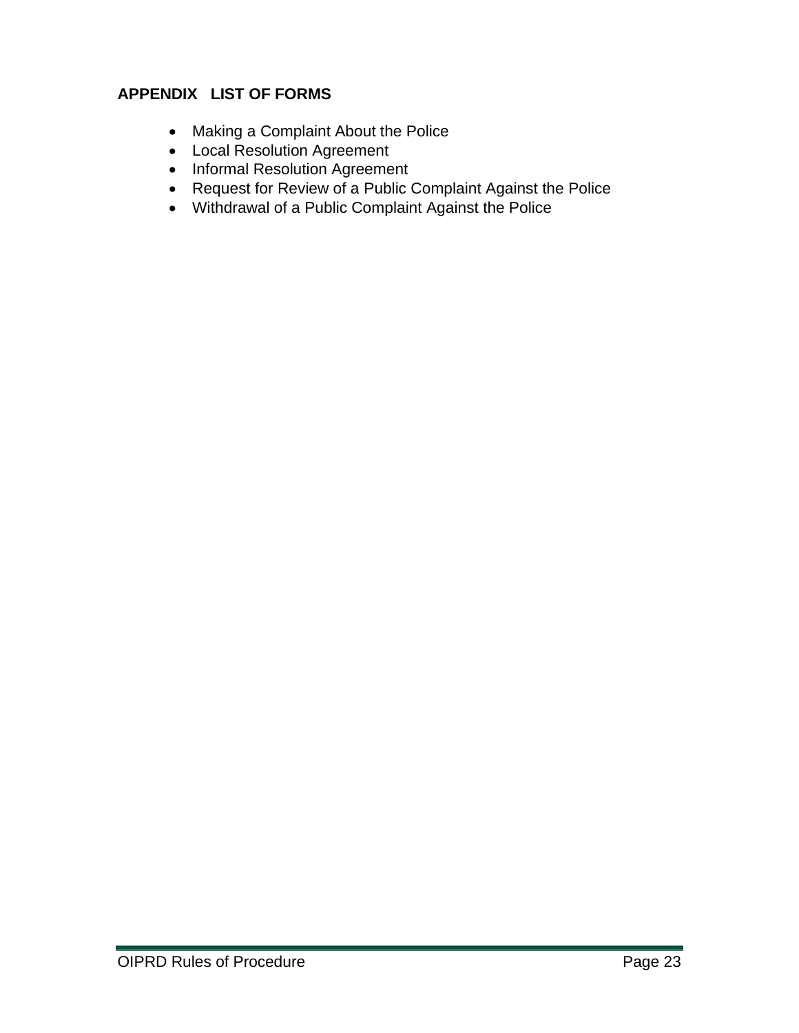## APPENDIX LIST OF FORMS

- Making a Complaint About the Police
- Local Resolution Agreement
- Informal Resolution Agreement
- Request for Review of a Public Complaint Against the Police
- Withdrawal of a Public Complaint Against the Police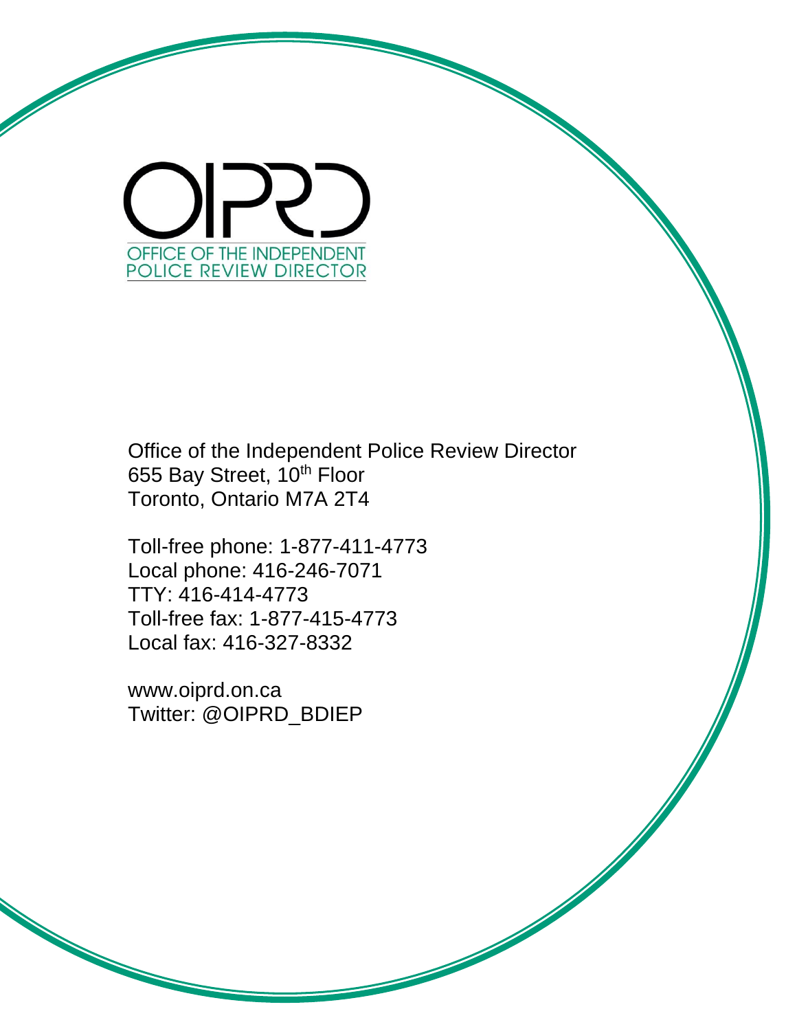OIPRD

OFFICE OF THE INDEPENDENT POLICE REVIEW DIRECTOR

Office of the Independent Police Review Director
655 Bay Street, 10th Floor
Toronto, Ontario M7A 2T4

Toll-free phone: 1-877-411-4773
Local phone: 416-246-7071
TTY: 416-414-4773
Toll-free fax: 1-877-415-4773
Local fax: 416-327-8332

www.oiprd.on.ca
Twitter: @OIPRD_BDIEP